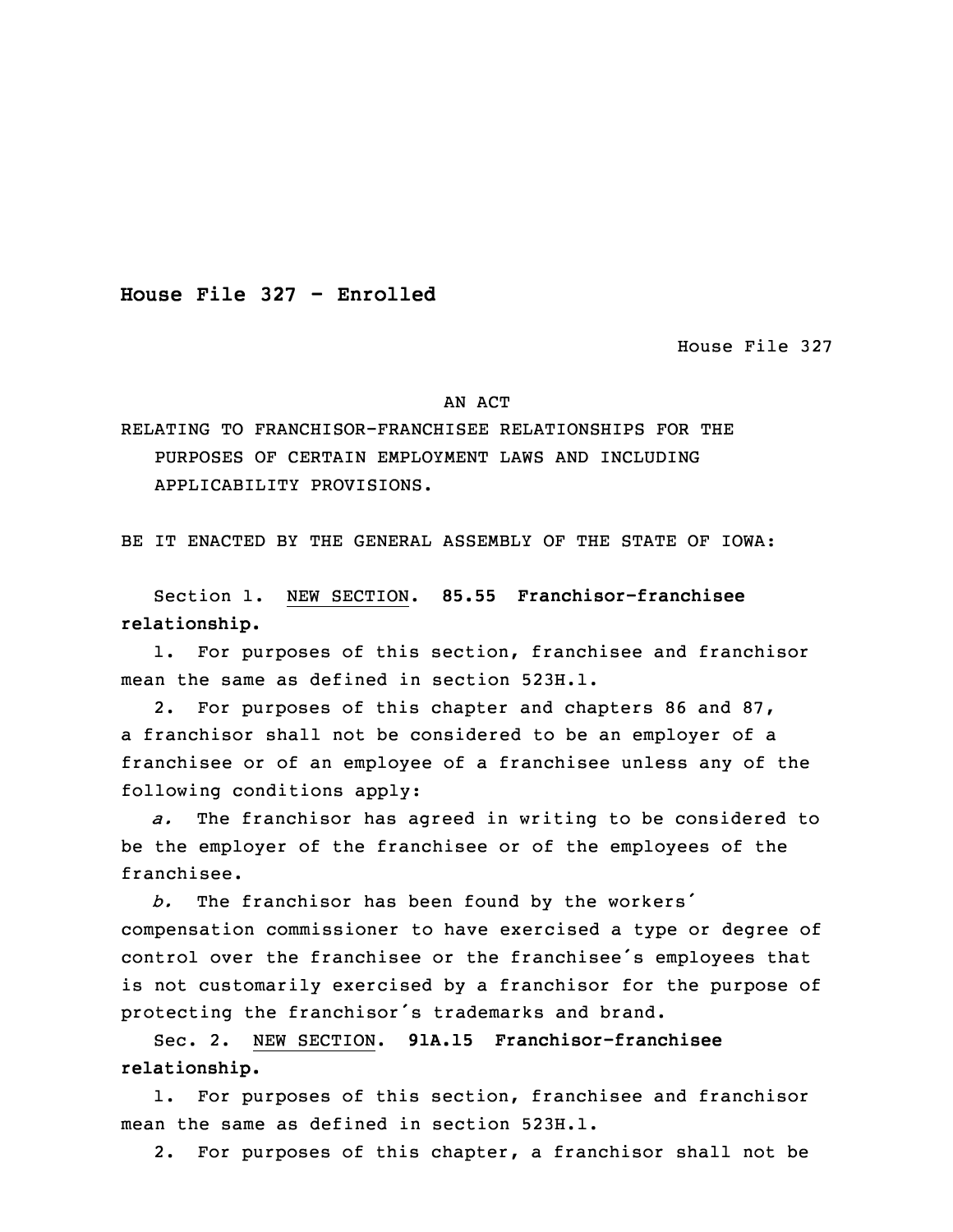**House File 327 - Enrolled**

House File 327

AN ACT

RELATING TO FRANCHISOR-FRANCHISEE RELATIONSHIPS FOR THE PURPOSES OF CERTAIN EMPLOYMENT LAWS AND INCLUDING APPLICABILITY PROVISIONS.

BE IT ENACTED BY THE GENERAL ASSEMBLY OF THE STATE OF IOWA:

Section 1. NEW SECTION. **85.55 Franchisor-franchisee relationship.**

1. For purposes of this section, franchisee and franchisor mean the same as defined in section 523H.1.

2. For purposes of this chapter and chapters 86 and 87, a franchisor shall not be considered to be an employer of a franchisee or of an employee of a franchisee unless any of the following conditions apply:

*a.* The franchisor has agreed in writing to be considered to be the employer of the franchisee or of the employees of the franchisee.

*b.* The franchisor has been found by the workers' compensation commissioner to have exercised a type or degree of control over the franchisee or the franchisee's employees that is not customarily exercised by a franchisor for the purpose of protecting the franchisor's trademarks and brand.

Sec. 2. NEW SECTION. **91A.15 Franchisor-franchisee relationship.**

1. For purposes of this section, franchisee and franchisor mean the same as defined in section 523H.1.

2. For purposes of this chapter, a franchisor shall not be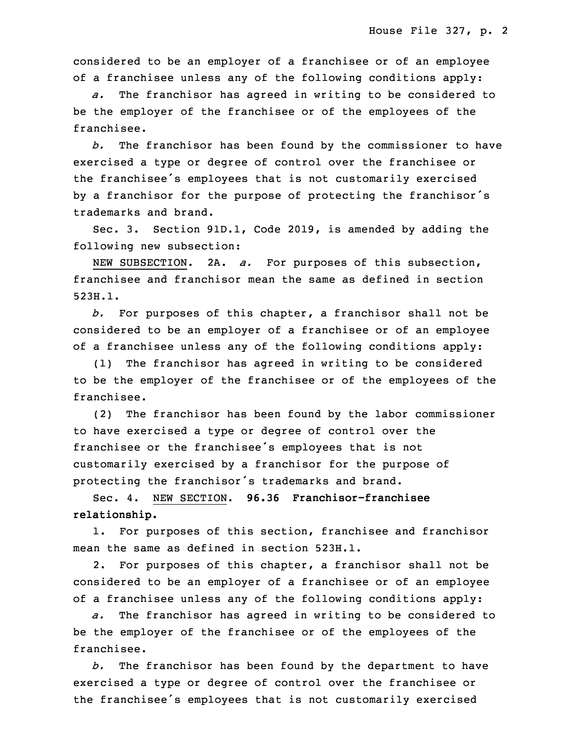considered to be an employer of a franchisee or of an employee of a franchisee unless any of the following conditions apply:

*a.* The franchisor has agreed in writing to be considered to be the employer of the franchisee or of the employees of the franchisee.

*b.* The franchisor has been found by the commissioner to have exercised a type or degree of control over the franchisee or the franchisee's employees that is not customarily exercised by a franchisor for the purpose of protecting the franchisor's trademarks and brand.

Sec. 3. Section 91D.1, Code 2019, is amended by adding the following new subsection:

NEW SUBSECTION. 2A. *a.* For purposes of this subsection, franchisee and franchisor mean the same as defined in section 523H.1.

*b.* For purposes of this chapter, a franchisor shall not be considered to be an employer of a franchisee or of an employee of a franchisee unless any of the following conditions apply:

(1) The franchisor has agreed in writing to be considered to be the employer of the franchisee or of the employees of the franchisee.

(2) The franchisor has been found by the labor commissioner to have exercised a type or degree of control over the franchisee or the franchisee's employees that is not customarily exercised by a franchisor for the purpose of protecting the franchisor's trademarks and brand.

Sec. 4. NEW SECTION. **96.36 Franchisor-franchisee relationship.**

1. For purposes of this section, franchisee and franchisor mean the same as defined in section 523H.1.

2. For purposes of this chapter, a franchisor shall not be considered to be an employer of a franchisee or of an employee of a franchisee unless any of the following conditions apply:

*a.* The franchisor has agreed in writing to be considered to be the employer of the franchisee or of the employees of the franchisee.

*b.* The franchisor has been found by the department to have exercised a type or degree of control over the franchisee or the franchisee's employees that is not customarily exercised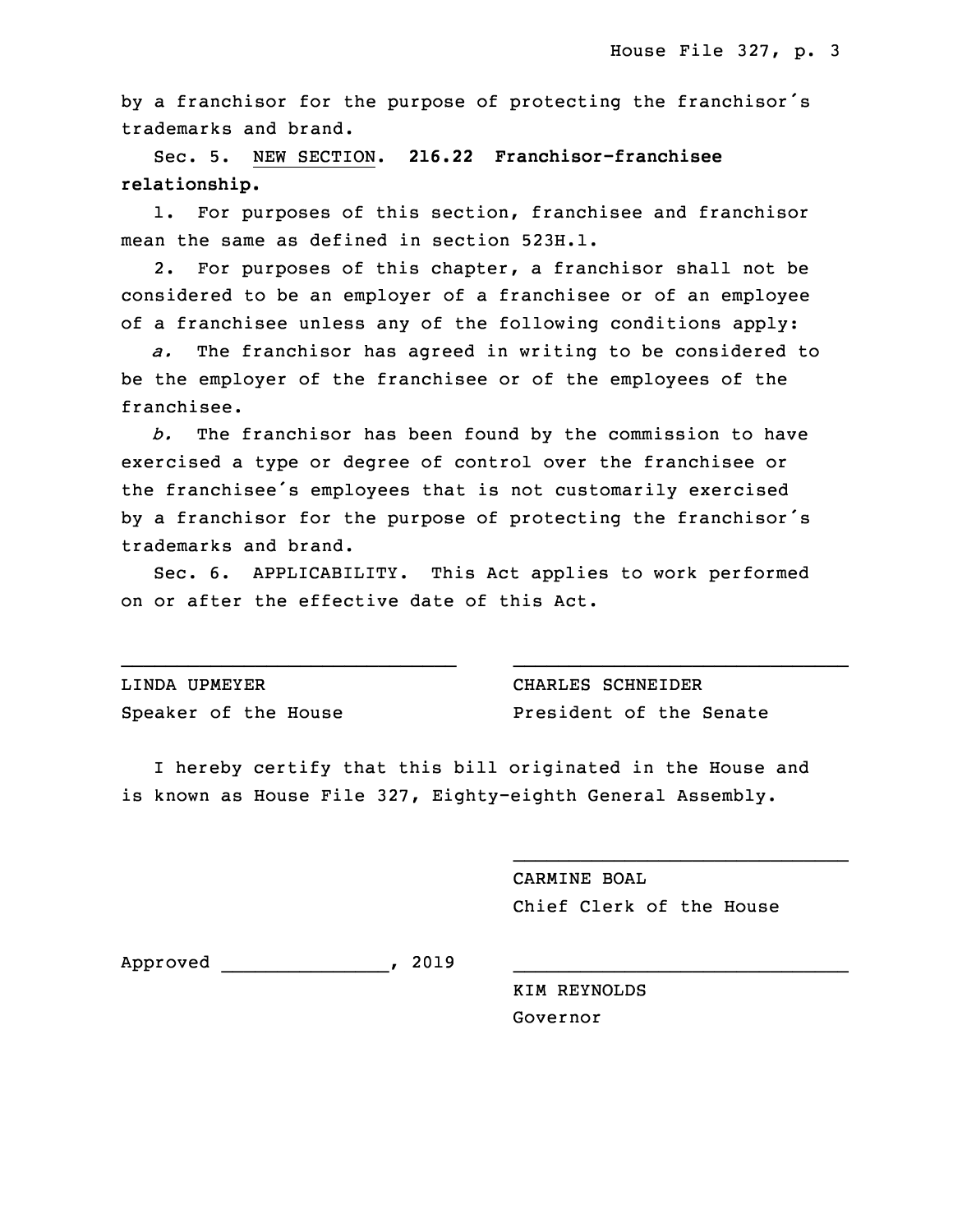by a franchisor for the purpose of protecting the franchisor's trademarks and brand.

Sec. 5. NEW SECTION. **216.22 Franchisor-franchisee relationship.**

1. For purposes of this section, franchisee and franchisor mean the same as defined in section 523H.1.

2. For purposes of this chapter, a franchisor shall not be considered to be an employer of a franchisee or of an employee of a franchisee unless any of the following conditions apply:

*a.* The franchisor has agreed in writing to be considered to be the employer of the franchisee or of the employees of the franchisee.

*b.* The franchisor has been found by the commission to have exercised a type or degree of control over the franchisee or the franchisee's employees that is not customarily exercised by a franchisor for the purpose of protecting the franchisor's trademarks and brand.

Sec. 6. APPLICABILITY. This Act applies to work performed on or after the effective date of this Act.

______________________________
LINDA UPMEYER
Speaker of the House

______________________________
CHARLES SCHNEIDER
President of the Senate

I hereby certify that this bill originated in the House and is known as House File 327, Eighty-eighth General Assembly.

______________________________
CARMINE BOAL
Chief Clerk of the House

Approved _______________, 2019

______________________________
KIM REYNOLDS
Governor